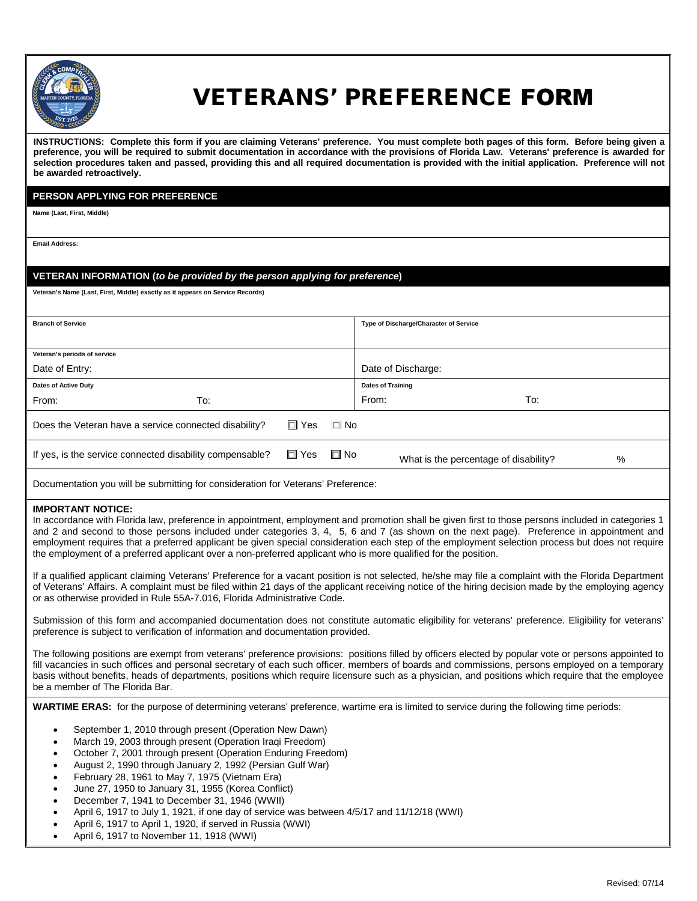# VETERANS' PREFERENCE FORM

**INSTRUCTIONS: Complete this form if you are claiming Veterans' preference. You must complete both pages of this form. Before being given a preference, you will be required to submit documentation in accordance with the provisions of Florida Law. Veterans' preference is awarded for selection procedures taken and passed, providing this and all required documentation is provided with the initial application. Preference will not be awarded retroactively.**

## PERSON APPLYING FOR PREFERENCE

**Name (Last, First, Middle)**

**Email Address:**

## VETERAN INFORMATION (*to be provided by the person applying for preference*)

**Veteran's Name (Last, First, Middle) exactly as it appears on Service Records)**

| **Branch of Service** | **Type of Discharge/Character of Service** |
|---|---|
| | |

**Veteran's periods of service**

| Date of Entry: | Date of Discharge: |
|---|---|

| **Dates of Active Duty** | | **Dates of Training** | |
|---|---|---|---|
| From: | To: | From: | To: |

Does the Veteran have a service connected disability? ☐ Yes ☐ No

If yes, is the service connected disability compensable? ☐ Yes ☐ No What is the percentage of disability? %

Documentation you will be submitting for consideration for Veterans' Preference:

**IMPORTANT NOTICE:**
In accordance with Florida law, preference in appointment, employment and promotion shall be given first to those persons included in categories 1 and 2 and second to those persons included under categories 3, 4, 5, 6 and 7 (as shown on the next page). Preference in appointment and employment requires that a preferred applicant be given special consideration each step of the employment selection process but does not require the employment of a preferred applicant over a non-preferred applicant who is more qualified for the position.

If a qualified applicant claiming Veterans' Preference for a vacant position is not selected, he/she may file a complaint with the Florida Department of Veterans' Affairs. A complaint must be filed within 21 days of the applicant receiving notice of the hiring decision made by the employing agency or as otherwise provided in Rule 55A-7.016, Florida Administrative Code.

Submission of this form and accompanied documentation does not constitute automatic eligibility for veterans' preference. Eligibility for veterans' preference is subject to verification of information and documentation provided.

The following positions are exempt from veterans' preference provisions: positions filled by officers elected by popular vote or persons appointed to fill vacancies in such offices and personal secretary of each such officer, members of boards and commissions, persons employed on a temporary basis without benefits, heads of departments, positions which require licensure such as a physician, and positions which require that the employee be a member of The Florida Bar.

**WARTIME ERAS:** for the purpose of determining veterans' preference, wartime era is limited to service during the following time periods:

- September 1, 2010 through present (Operation New Dawn)
- March 19, 2003 through present (Operation Iraqi Freedom)
- October 7, 2001 through present (Operation Enduring Freedom)
- August 2, 1990 through January 2, 1992 (Persian Gulf War)
- February 28, 1961 to May 7, 1975 (Vietnam Era)
- June 27, 1950 to January 31, 1955 (Korea Conflict)
- December 7, 1941 to December 31, 1946 (WWII)
- April 6, 1917 to July 1, 1921, if one day of service was between 4/5/17 and 11/12/18 (WWI)
- April 6, 1917 to April 1, 1920, if served in Russia (WWI)
- April 6, 1917 to November 11, 1918 (WWI)

Revised: 07/14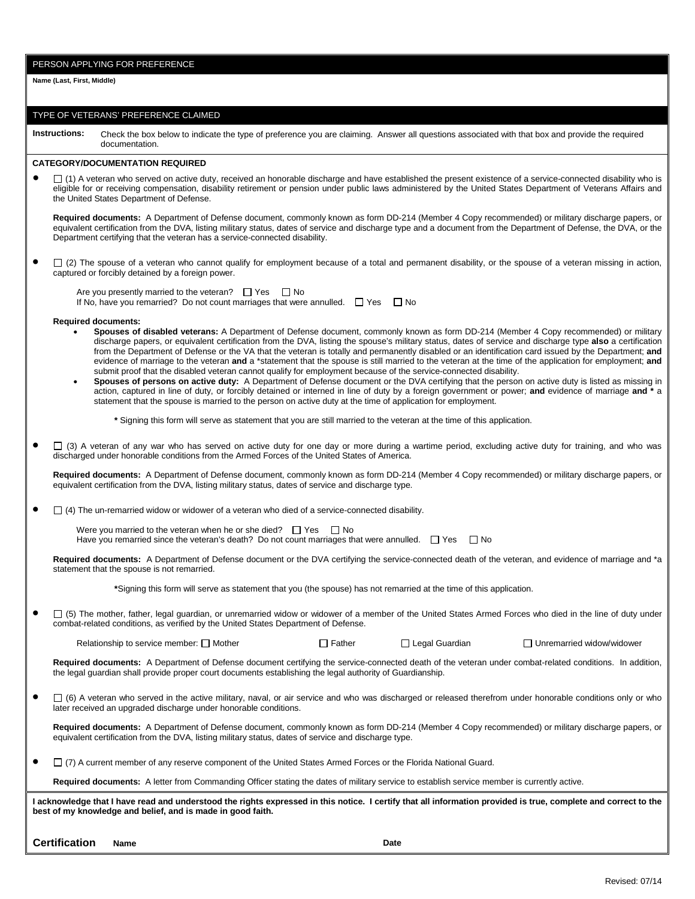## PERSON APPLYING FOR PREFERENCE

**Name (Last, First, Middle)**

## TYPE OF VETERANS' PREFERENCE CLAIMED

**Instructions:** Check the box below to indicate the type of preference you are claiming. Answer all questions associated with that box and provide the required documentation.

**CATEGORY/DOCUMENTATION REQUIRED**

- ☐ (1) A veteran who served on active duty, received an honorable discharge and have established the present existence of a service-connected disability who is eligible for or receiving compensation, disability retirement or pension under public laws administered by the United States Department of Veterans Affairs and the United States Department of Defense.

  **Required documents:** A Department of Defense document, commonly known as form DD-214 (Member 4 Copy recommended) or military discharge papers, or equivalent certification from the DVA, listing military status, dates of service and discharge type and a document from the Department of Defense, the DVA, or the Department certifying that the veteran has a service-connected disability.

- ☐ (2) The spouse of a veteran who cannot qualify for employment because of a total and permanent disability, or the spouse of a veteran missing in action, captured or forcibly detained by a foreign power.

  Are you presently married to the veteran? ☐ Yes ☐ No
  If No, have you remarried? Do not count marriages that were annulled. ☐ Yes ☐ No

  **Required documents:**
  - **Spouses of disabled veterans:** A Department of Defense document, commonly known as form DD-214 (Member 4 Copy recommended) or military discharge papers, or equivalent certification from the DVA, listing the spouse's military status, dates of service and discharge type **also** a certification from the Department of Defense or the VA that the veteran is totally and permanently disabled or an identification card issued by the Department; **and** evidence of marriage to the veteran **and** a *statement that the spouse is still married to the veteran at the time of the application for employment; **and** submit proof that the disabled veteran cannot qualify for employment because of the service-connected disability.
  - **Spouses of persons on active duty:** A Department of Defense document or the DVA certifying that the person on active duty is listed as missing in action, captured in line of duty, or forcibly detained or interned in line of duty by a foreign government or power; **and** evidence of marriage **and *** a statement that the spouse is married to the person on active duty at the time of application for employment.

  **\*** Signing this form will serve as statement that you are still married to the veteran at the time of this application.

- ☐ (3) A veteran of any war who has served on active duty for one day or more during a wartime period, excluding active duty for training, and who was discharged under honorable conditions from the Armed Forces of the United States of America.

  **Required documents:** A Department of Defense document, commonly known as form DD-214 (Member 4 Copy recommended) or military discharge papers, or equivalent certification from the DVA, listing military status, dates of service and discharge type.

- ☐ (4) The un-remarried widow or widower of a veteran who died of a service-connected disability.

  Were you married to the veteran when he or she died? ☐ Yes ☐ No
  Have you remarried since the veteran's death? Do not count marriages that were annulled. ☐ Yes ☐ No

  **Required documents:** A Department of Defense document or the DVA certifying the service-connected death of the veteran, and evidence of marriage and *a statement that the spouse is not remarried.

  **\***Signing this form will serve as statement that you (the spouse) has not remarried at the time of this application.

- ☐ (5) The mother, father, legal guardian, or unremarried widow or widower of a member of the United States Armed Forces who died in the line of duty under combat-related conditions, as verified by the United States Department of Defense.

  Relationship to service member: ☐ Mother ☐ Father ☐ Legal Guardian ☐ Unremarried widow/widower

  **Required documents:** A Department of Defense document certifying the service-connected death of the veteran under combat-related conditions. In addition, the legal guardian shall provide proper court documents establishing the legal authority of Guardianship.

- ☐ (6) A veteran who served in the active military, naval, or air service and who was discharged or released therefrom under honorable conditions only or who later received an upgraded discharge under honorable conditions.

  **Required documents:** A Department of Defense document, commonly known as form DD-214 (Member 4 Copy recommended) or military discharge papers, or equivalent certification from the DVA, listing military status, dates of service and discharge type.

- ☐ (7) A current member of any reserve component of the United States Armed Forces or the Florida National Guard.

  **Required documents:** A letter from Commanding Officer stating the dates of military service to establish service member is currently active.

**I acknowledge that I have read and understood the rights expressed in this notice. I certify that all information provided is true, complete and correct to the best of my knowledge and belief, and is made in good faith.**

**Certification** **Name** **Date**

Revised: 07/14